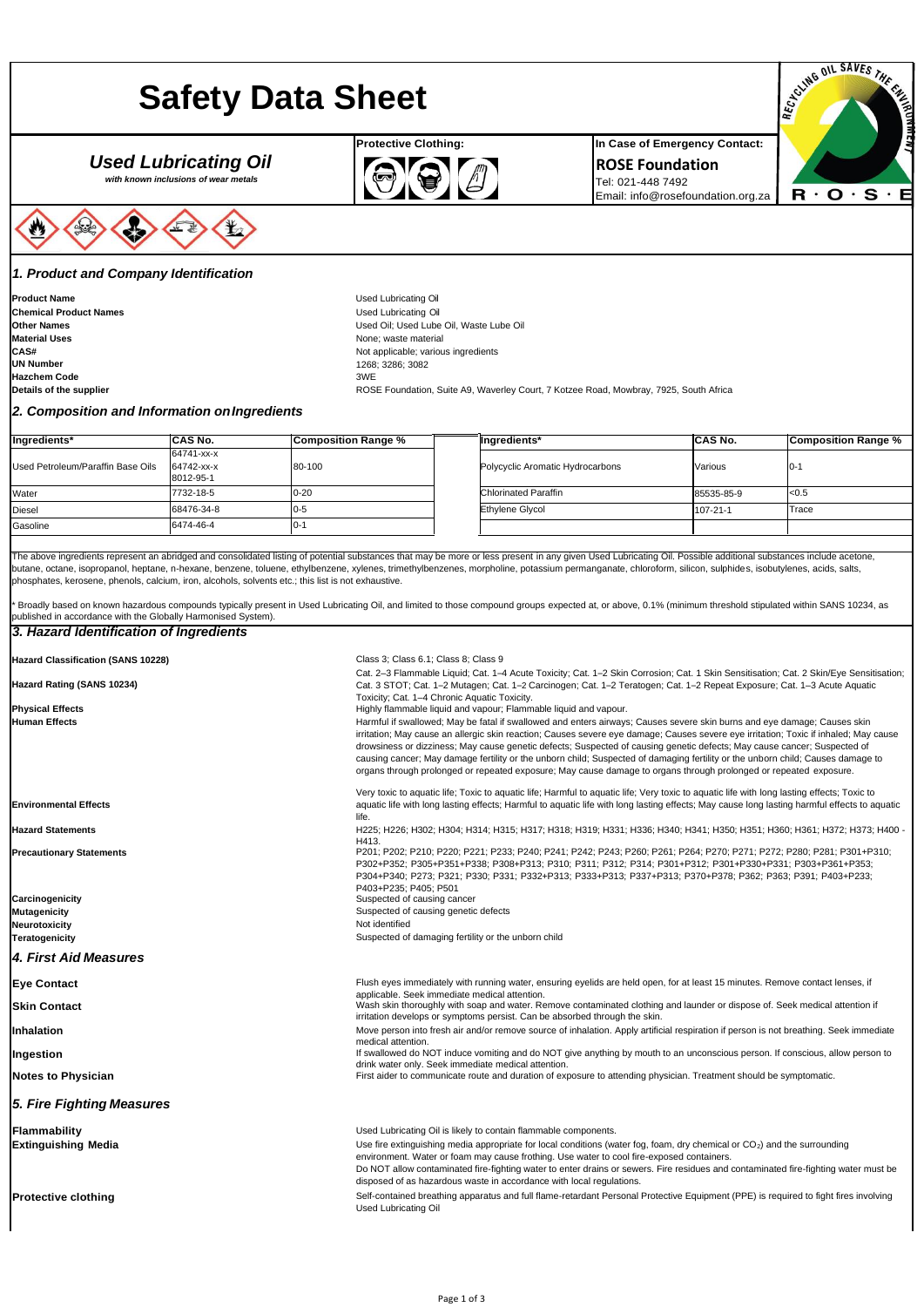# Safety Data Sheet

## *Used Lubricating Oil*

*with known inclusions of wear metals*

**Protective Clothing:**

**In Case of Emergency Contact:**

**ROSE Foundation**

Tel: 021-448 7492

Email: info@rosefoundation.org.za

RECYCLING OIL SAVES THE ENVIRONMENT

R · O · S · E

## *1. Product and Company Identification*

| | |
|---|---|
| **Product Name** | Used Lubricating Oil |
| **Chemical Product Names** | Used Lubricating Oil |
| **Other Names** | Used Oil; Used Lube Oil, Waste Lube Oil |
| **Material Uses** | None; waste material |
| **CAS#** | Not applicable; various ingredients |
| **UN Number** | 1268; 3286; 3082 |
| **Hazchem Code** | 3WE |
| **Details of the supplier** | ROSE Foundation, Suite A9, Waverley Court, 7 Kotzee Road, Mowbray, 7925, South Africa |

## *2. Composition and Information on Ingredients*

| Ingredients* | CAS No. | Composition Range % |
|---|---|---|
| Used Petroleum/Paraffin Base Oils | 64741-xx-x 64742-xx-x 8012-95-1 | 80-100 |
| Water | 7732-18-5 | 0-20 |
| Diesel | 68476-34-8 | 0-5 |
| Gasoline | 6474-46-4 | 0-1 |
| Polycyclic Aromatic Hydrocarbons | Various | 0-1 |
| Chlorinated Paraffin | 85535-85-9 | <0.5 |
| Ethylene Glycol | 107-21-1 | Trace |

The above ingredients represent an abridged and consolidated listing of potential substances that may be more or less present in any given Used Lubricating Oil. Possible additional substances include acetone, butane, octane, isopropanol, heptane, n-hexane, benzene, toluene, ethylbenzene, xylenes, trimethylbenzenes, morpholine, potassium permanganate, chloroform, silicon, sulphides, isobutylenes, acids, salts, phosphates, kerosene, phenols, calcium, iron, alcohols, solvents etc.; this list is not exhaustive.

* Broadly based on known hazardous compounds typically present in Used Lubricating Oil, and limited to those compound groups expected at, or above, 0.1% (minimum threshold stipulated within SANS 10234, as published in accordance with the Globally Harmonised System).

## *3. Hazard Identification of Ingredients*

| | |
|---|---|
| **Hazard Classification (SANS 10228)** | Class 3; Class 6.1; Class 8; Class 9 |
| **Hazard Rating (SANS 10234)** | Cat. 2–3 Flammable Liquid; Cat. 1–4 Acute Toxicity; Cat. 1–2 Skin Corrosion; Cat. 1 Skin Sensitisation; Cat. 2 Skin/Eye Sensitisation; Cat. 3 STOT; Cat. 1–2 Mutagen; Cat. 1–2 Carcinogen; Cat. 1–2 Teratogen; Cat. 1–2 Repeat Exposure; Cat. 1–3 Acute Aquatic Toxicity; Cat. 1–4 Chronic Aquatic Toxicity. |
| **Physical Effects** | Highly flammable liquid and vapour; Flammable liquid and vapour. |
| **Human Effects** | Harmful if swallowed; May be fatal if swallowed and enters airways; Causes severe skin burns and eye damage; Causes skin irritation; May cause an allergic skin reaction; Causes severe eye damage; Causes severe eye irritation; Toxic if inhaled; May cause drowsiness or dizziness; May cause genetic defects; Suspected of causing genetic defects; May cause cancer; Suspected of causing cancer; May damage fertility or the unborn child; Suspected of damaging fertility or the unborn child; Causes damage to organs through prolonged or repeated exposure; May cause damage to organs through prolonged or repeated exposure. |
| **Environmental Effects** | Very toxic to aquatic life; Toxic to aquatic life; Harmful to aquatic life; Very toxic to aquatic life with long lasting effects; Toxic to aquatic life with long lasting effects; Harmful to aquatic life with long lasting effects; May cause long lasting harmful effects to aquatic life. |
| **Hazard Statements** | H225; H226; H302; H304; H314; H315; H317; H318; H319; H331; H336; H340; H341; H350; H351; H360; H361; H372; H373; H400 - H413. |
| **Precautionary Statements** | P201; P202; P210; P220; P221; P233; P240; P241; P242; P243; P260; P261; P264; P270; P271; P272; P280; P281; P301+P310; P302+P352; P305+P351+P338; P308+P313; P310; P311; P312; P314; P301+P312; P301+P330+P331; P303+P361+P353; P304+P340; P273; P321; P330; P331; P332+P313; P333+P313; P337+P313; P370+P378; P362; P363; P391; P403+P233; P403+P235; P405; P501 |
| **Carcinogenicity** | Suspected of causing cancer |
| **Mutagenicity** | Suspected of causing genetic defects |
| **Neurotoxicity** | Not identified |
| **Teratogenicity** | Suspected of damaging fertility or the unborn child |

## *4. First Aid Measures*

| | |
|---|---|
| **Eye Contact** | Flush eyes immediately with running water, ensuring eyelids are held open, for at least 15 minutes. Remove contact lenses, if applicable. Seek immediate medical attention. |
| **Skin Contact** | Wash skin thoroughly with soap and water. Remove contaminated clothing and launder or dispose of. Seek medical attention if irritation develops or symptoms persist. Can be absorbed through the skin. |
| **Inhalation** | Move person into fresh air and/or remove source of inhalation. Apply artificial respiration if person is not breathing. Seek immediate medical attention. |
| **Ingestion** | If swallowed do NOT induce vomiting and do NOT give anything by mouth to an unconscious person. If conscious, allow person to drink water only. Seek immediate medical attention. |
| **Notes to Physician** | First aider to communicate route and duration of exposure to attending physician. Treatment should be symptomatic. |

## *5. Fire Fighting Measures*

| | |
|---|---|
| **Flammability** | Used Lubricating Oil is likely to contain flammable components. |
| **Extinguishing Media** | Use fire extinguishing media appropriate for local conditions (water fog, foam, dry chemical or $CO_2$) and the surrounding environment. Water or foam may cause frothing. Use water to cool fire-exposed containers. Do NOT allow contaminated fire-fighting water to enter drains or sewers. Fire residues and contaminated fire-fighting water must be disposed of as hazardous waste in accordance with local regulations. |
| **Protective clothing** | Self-contained breathing apparatus and full flame-retardant Personal Protective Equipment (PPE) is required to fight fires involving Used Lubricating Oil |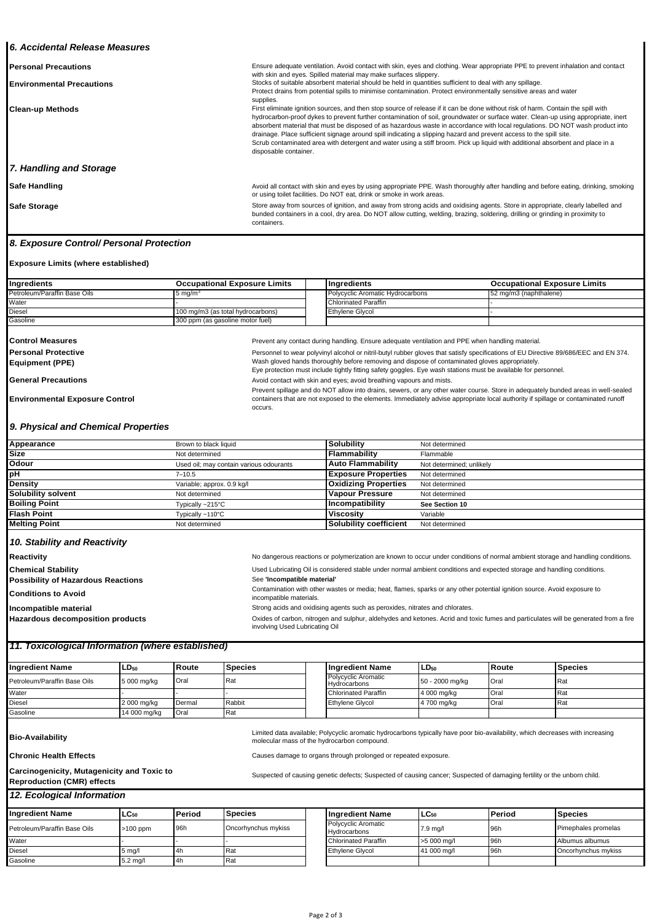## 6. Accidental Release Measures

**Personal Precautions**

Ensure adequate ventilation. Avoid contact with skin, eyes and clothing. Wear appropriate PPE to prevent inhalation and contact with skin and eyes. Spilled material may make surfaces slippery.

**Environmental Precautions**

Stocks of suitable absorbent material should be held in quantities sufficient to deal with any spillage.
Protect drains from potential spills to minimise contamination. Protect environmentally sensitive areas and water supplies.

**Clean-up Methods**

First eliminate ignition sources, and then stop source of release if it can be done without risk of harm. Contain the spill with hydrocarbon-proof dykes to prevent further contamination of soil, groundwater or surface water. Clean-up using appropriate, inert absorbent material that must be disposed of as hazardous waste in accordance with local regulations. DO NOT wash product into drainage. Place sufficient signage around spill indicating a slipping hazard and prevent access to the spill site.
Scrub contaminated area with detergent and water using a stiff broom. Pick up liquid with additional absorbent and place in a disposable container.

## 7. Handling and Storage

**Safe Handling**

Avoid all contact with skin and eyes by using appropriate PPE. Wash thoroughly after handling and before eating, drinking, smoking or using toilet facilities. Do NOT eat, drink or smoke in work areas.

**Safe Storage**

Store away from sources of ignition, and away from strong acids and oxidising agents. Store in appropriate, clearly labelled and bunded containers in a cool, dry area. Do NOT allow cutting, welding, brazing, soldering, drilling or grinding in proximity to containers.

## 8. Exposure Control/ Personal Protection

**Exposure Limits (where established)**

| Ingredients | Occupational Exposure Limits | Ingredients | Occupational Exposure Limits |
|---|---|---|---|
| Petroleum/Paraffin Base Oils | 5 mg/m³ | Polycyclic Aromatic Hydrocarbons | 52 mg/m3 (naphthalene) |
| Water | - | Chlorinated Paraffin | - |
| Diesel | 100 mg/m3 (as total hydrocarbons) | Ethylene Glycol | - |
| Gasoline | 300 ppm (as gasoline motor fuel) | | |

**Control Measures**

Prevent any contact during handling. Ensure adequate ventilation and PPE when handling material.

**Personal Protective Equipment (PPE)**

Personnel to wear polyvinyl alcohol or nitril-butyl rubber gloves that satisfy specifications of EU Directive 89/686/EEC and EN 374. Wash gloved hands thoroughly before removing and dispose of contaminated gloves appropriately.
Eye protection must include tightly fitting safety goggles. Eye wash stations must be available for personnel.

**General Precautions**

Avoid contact with skin and eyes; avoid breathing vapours and mists.

**Environmental Exposure Control**

Prevent spillage and do NOT allow into drains, sewers, or any other water course. Store in adequately bunded areas in well-sealed containers that are not exposed to the elements. Immediately advise appropriate local authority if spillage or contaminated runoff occurs.

## 9. Physical and Chemical Properties

| Property | Value | Property | Value |
|---|---|---|---|
| **Appearance** | Brown to black liquid | **Solubility** | Not determined |
| **Size** | Not determined | **Flammability** | Flammable |
| **Odour** | Used oil; may contain various odourants | **Auto Flammability** | Not determined; unlikely |
| **pH** | 7–10.5 | **Exposure Properties** | Not determined |
| **Density** | Variable; approx. 0.9 kg/l | **Oxidizing Properties** | Not determined |
| **Solubility solvent** | Not determined | **Vapour Pressure** | Not determined |
| **Boiling Point** | Typically ~215°C | **Incompatibility** | **See Section 10** |
| **Flash Point** | Typically ~110°C | **Viscosity** | Variable |
| **Melting Point** | Not determined | **Solubility coefficient** | Not determined |

## 10. Stability and Reactivity

**Reactivity**

No dangerous reactions or polymerization are known to occur under conditions of normal ambient storage and handling conditions.

**Chemical Stability**

Used Lubricating Oil is considered stable under normal ambient conditions and expected storage and handling conditions.

**Possibility of Hazardous Reactions**

See **'Incompatible material'**

**Conditions to Avoid**

Contamination with other wastes or media; heat, flames, sparks or any other potential ignition source. Avoid exposure to incompatible materials.

**Incompatible material**

Strong acids and oxidising agents such as peroxides, nitrates and chlorates.

**Hazardous decomposition products**

Oxides of carbon, nitrogen and sulphur, aldehydes and ketones. Acrid and toxic fumes and particulates will be generated from a fire involving Used Lubricating Oil

## 11. Toxicological Information (where established)

| Ingredient Name | $LD_{50}$ | Route | Species | Ingredient Name | $LD_{50}$ | Route | Species |
|---|---|---|---|---|---|---|---|
| Petroleum/Paraffin Base Oils | 5 000 mg/kg | Oral | Rat | Polycyclic Aromatic Hydrocarbons | 50 - 2000 mg/kg | Oral | Rat |
| Water | - | - | - | Chlorinated Paraffin | 4 000 mg/kg | Oral | Rat |
| Diesel | 2 000 mg/kg | Dermal | Rabbit | Ethylene Glycol | 4 700 mg/kg | Oral | Rat |
| Gasoline | 14 000 mg/kg | Oral | Rat | | | | |

**Bio-Availability**

Limited data available; Polycyclic aromatic hydrocarbons typically have poor bio-availability, which decreases with increasing molecular mass of the hydrocarbon compound.

**Chronic Health Effects**

Causes damage to organs through prolonged or repeated exposure.

**Carcinogenicity, Mutagenicity and Toxic to Reproduction (CMR) effects**

Suspected of causing genetic defects; Suspected of causing cancer; Suspected of damaging fertility or the unborn child.

## 12. Ecological Information

| Ingredient Name | $LC_{50}$ | Period | Species | Ingredient Name | $LC_{50}$ | Period | Species |
|---|---|---|---|---|---|---|---|
| Petroleum/Paraffin Base Oils | >100 ppm | 96h | Oncorhynchus mykiss | Polycyclic Aromatic Hydrocarbons | 7.9 mg/l | 96h | Pimephales promelas |
| Water | - | - | - | Chlorinated Paraffin | >5 000 mg/l | 96h | Albumus albumus |
| Diesel | 5 mg/l | 4h | Rat | Ethylene Glycol | 41 000 mg/l | 96h | Oncorhynchus mykiss |
| Gasoline | 5.2 mg/l | 4h | Rat | | | | |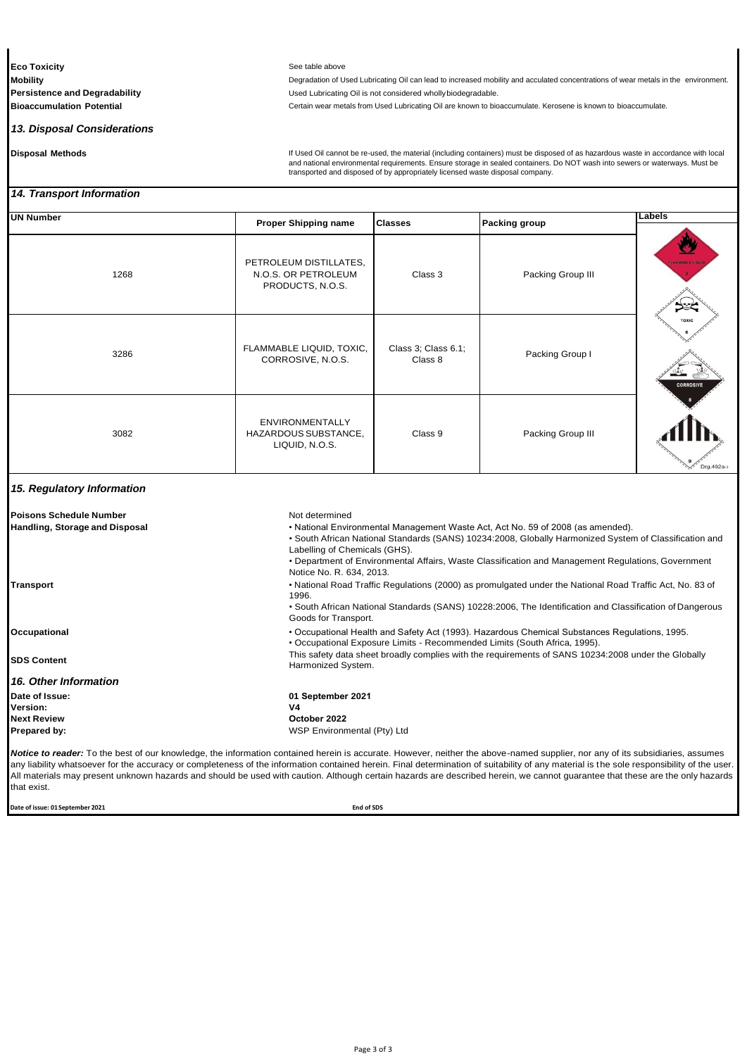| | |
|---|---|
| **Eco Toxicity** | See table above |
| **Mobility** | Degradation of Used Lubricating Oil can lead to increased mobility and acculated concentrations of wear metals in the environment. |
| **Persistence and Degradability** | Used Lubricating Oil is not considered wholly biodegradable. |
| **Bioaccumulation Potential** | Certain wear metals from Used Lubricating Oil are known to bioaccumulate. Kerosene is known to bioaccumulate. |

### 13. Disposal Considerations

| | |
|---|---|
| **Disposal Methods** | If Used Oil cannot be re-used, the material (including containers) must be disposed of as hazardous waste in accordance with local and national environmental requirements. Ensure storage in sealed containers. Do NOT wash into sewers or waterways. Must be transported and disposed of by appropriately licensed waste disposal company. |

### 14. Transport Information

| UN Number | Proper Shipping name | Classes | Packing group | Labels |
|---|---|---|---|---|
| 1268 | PETROLEUM DISTILLATES, N.O.S. OR PETROLEUM PRODUCTS, N.O.S. | Class 3 | Packing Group III | FLAMMABLE LIQUID 3 |
| 3286 | FLAMMABLE LIQUID, TOXIC, CORROSIVE, N.O.S. | Class 3; Class 6.1; Class 8 | Packing Group I | TOXIC 6; CORROSIVE 8 |
| 3082 | ENVIRONMENTALLY HAZARDOUS SUBSTANCE, LIQUID, N.O.S. | Class 9 | Packing Group III | 9 |

### 15. Regulatory Information

| | |
|---|---|
| **Poisons Schedule Number** | Not determined |
| **Handling, Storage and Disposal** | • National Environmental Management Waste Act, Act No. 59 of 2008 (as amended).<br>• South African National Standards (SANS) 10234:2008, Globally Harmonized System of Classification and Labelling of Chemicals (GHS).<br>• Department of Environmental Affairs, Waste Classification and Management Regulations, Government Notice No. R. 634, 2013. |
| **Transport** | • National Road Traffic Regulations (2000) as promulgated under the National Road Traffic Act, No. 83 of 1996.<br>• South African National Standards (SANS) 10228:2006, The Identification and Classification of Dangerous Goods for Transport. |
| **Occupational** | • Occupational Health and Safety Act (1993). Hazardous Chemical Substances Regulations, 1995.<br>• Occupational Exposure Limits - Recommended Limits (South Africa, 1995). |
| **SDS Content** | This safety data sheet broadly complies with the requirements of SANS 10234:2008 under the Globally Harmonized System. |

### 16. Other Information

| | |
|---|---|
| **Date of Issue:** | **01 September 2021** |
| **Version:** | **V4** |
| **Next Review** | **October 2022** |
| **Prepared by:** | WSP Environmental (Pty) Ltd |

***Notice to reader:*** To the best of our knowledge, the information contained herein is accurate. However, neither the above-named supplier, nor any of its subsidiaries, assumes any liability whatsoever for the accuracy or completeness of the information contained herein. Final determination of suitability of any material is the sole responsibility of the user. All materials may present unknown hazards and should be used with caution. Although certain hazards are described herein, we cannot guarantee that these are the only hazards that exist.

**Date of issue: 01 September 2021** **End of SDS**